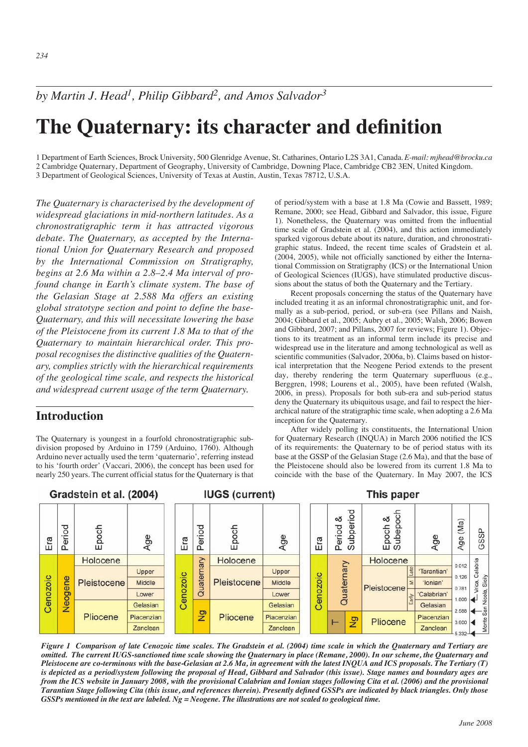*by Martin J. Head[1], Philip Gibbard[2], and Amos Salvador[3]*

# The Quaternary: its character and definition

1 Department of Earth Sciences, Brock University, 500 Glenridge Avenue, St. Catharines, Ontario L2S 3A1, Canada. *E-mail: mjhead@brocku.ca*
2 Cambridge Quaternary, Department of Geography, University of Cambridge, Downing Place, Cambridge CB2 3EN, United Kingdom.
3 Department of Geological Sciences, University of Texas at Austin, Austin, Texas 78712, U.S.A.

*The Quaternary is characterised by the development of widespread glaciations in mid-northern latitudes. As a chronostratigraphic term it has attracted vigorous debate. The Quaternary, as accepted by the International Union for Quaternary Research and proposed by the International Commission on Stratigraphy, begins at 2.6 Ma within a 2.8–2.4 Ma interval of profound change in Earth's climate system. The base of the Gelasian Stage at 2.588 Ma offers an existing global stratotype section and point to define the base-Quaternary, and this will necessitate lowering the base of the Pleistocene from its current 1.8 Ma to that of the Quaternary to maintain hierarchical order. This proposal recognises the distinctive qualities of the Quaternary, complies strictly with the hierarchical requirements of the geological time scale, and respects the historical and widespread current usage of the term Quaternary.*

## Introduction

The Quaternary is youngest in a fourfold chronostratigraphic subdivision proposed by Arduino in 1759 (Arduino, 1760). Although Arduino never actually used the term 'quaternario', referring instead to his 'fourth order' (Vaccari, 2006), the concept has been used for nearly 250 years. The current official status for the Quaternary is that of period/system with a base at 1.8 Ma (Cowie and Bassett, 1989; Remane, 2000; see Head, Gibbard and Salvador, this issue, Figure 1). Nonetheless, the Quaternary was omitted from the influential time scale of Gradstein et al. (2004), and this action immediately sparked vigorous debate about its nature, duration, and chronostratigraphic status. Indeed, the recent time scales of Gradstein et al. (2004, 2005), while not officially sanctioned by either the International Commission on Stratigraphy (ICS) or the International Union of Geological Sciences (IUGS), have stimulated productive discussions about the status of both the Quaternary and the Tertiary.

Recent proposals concerning the status of the Quaternary have included treating it as an informal chronostratigraphic unit, and formally as a sub-period, period, or sub-era (see Pillans and Naish, 2004; Gibbard et al., 2005; Aubry et al., 2005; Walsh, 2006; Bowen and Gibbard, 2007; and Pillans, 2007 for reviews; Figure 1). Objections to its treatment as an informal term include its precise and widespread use in the literature and among technological as well as scientific communities (Salvador, 2006a, b). Claims based on historical interpretation that the Neogene Period extends to the present day, thereby rendering the term Quaternary superfluous (e.g., Berggren, 1998; Lourens et al., 2005), have been refuted (Walsh, 2006, in press). Proposals for both sub-era and sub-period status deny the Quaternary its ubiquitous usage, and fail to respect the hierarchical nature of the stratigraphic time scale, when adopting a 2.6 Ma inception for the Quaternary.

After widely polling its constituents, the International Union for Quaternary Research (INQUA) in March 2006 notified the ICS of its requirements: the Quaternary to be of period status with its base at the GSSP of the Gelasian Stage (2.6 Ma), and that the base of the Pleistocene should also be lowered from its current 1.8 Ma to coincide with the base of the Quaternary. In May 2007, the ICS

**Gradstein et al. (2004)**

| Era | Period | Epoch | Age |
|---|---|---|---|
| Cenozoic | Neogene | Holocene | |
| | | Pleistocene | Upper |
| | | | Middle |
| | | | Lower |
| | | Pliocene | Gelasian |
| | | | Piacenzian |
| | | | Zanclean |

**IUGS (current)**

| Era | Period | Epoch | Age |
|---|---|---|---|
| Cenozoic | Quaternary | Holocene | |
| | | Pleistocene | Upper |
| | | | Middle |
| | | | Lower |
| | Ng | Pliocene | Gelasian |
| | | | Piacenzian |
| | | | Zanclean |

**This paper**

| Era | Period & Subperiod | | Epoch & Subepoch | | Age | Age (Ma) | GSSP |
|---|---|---|---|---|---|---|---|
| Cenozoic | Quaternary | | Holocene | | | 0.012 | |
| | | | Pleistocene | Late | 'Tarantian' | 0.126 | |
| | | | | M | 'Ionian' | 0.781 | |
| | | | | Early | 'Calabrian' | 1.806 | Vrica, Calabria |
| | | | | | Gelasian | 2.588 | Monte San Nicola, Sicily |
| | T | Ng | Pliocene | | Piacenzian | 3.600 | ◄ |
| | | | | | Zanclean | 5.332 | |

***Figure 1** Comparison of late Cenozoic time scales. The Gradstein et al. (2004) time scale in which the Quaternary and Tertiary are omitted. The current IUGS-sanctioned time scale showing the Quaternary in place (Remane, 2000). In our scheme, the Quaternary and Pleistocene are co-terminous with the base-Gelasian at 2.6 Ma, in agreement with the latest INQUA and ICS proposals. The Tertiary (T) is depicted as a period/system following the proposal of Head, Gibbard and Salvador (this issue). Stage names and boundary ages are from the ICS website in January 2008, with the provisional Calabrian and Ionian stages following Cita et al. (2006) and the provisional Tarantian Stage following Cita (this issue, and references therein). Presently defined GSSPs are indicated by black triangles. Only those GSSPs mentioned in the text are labeled. Ng = Neogene. The illustrations are not scaled to geological time.*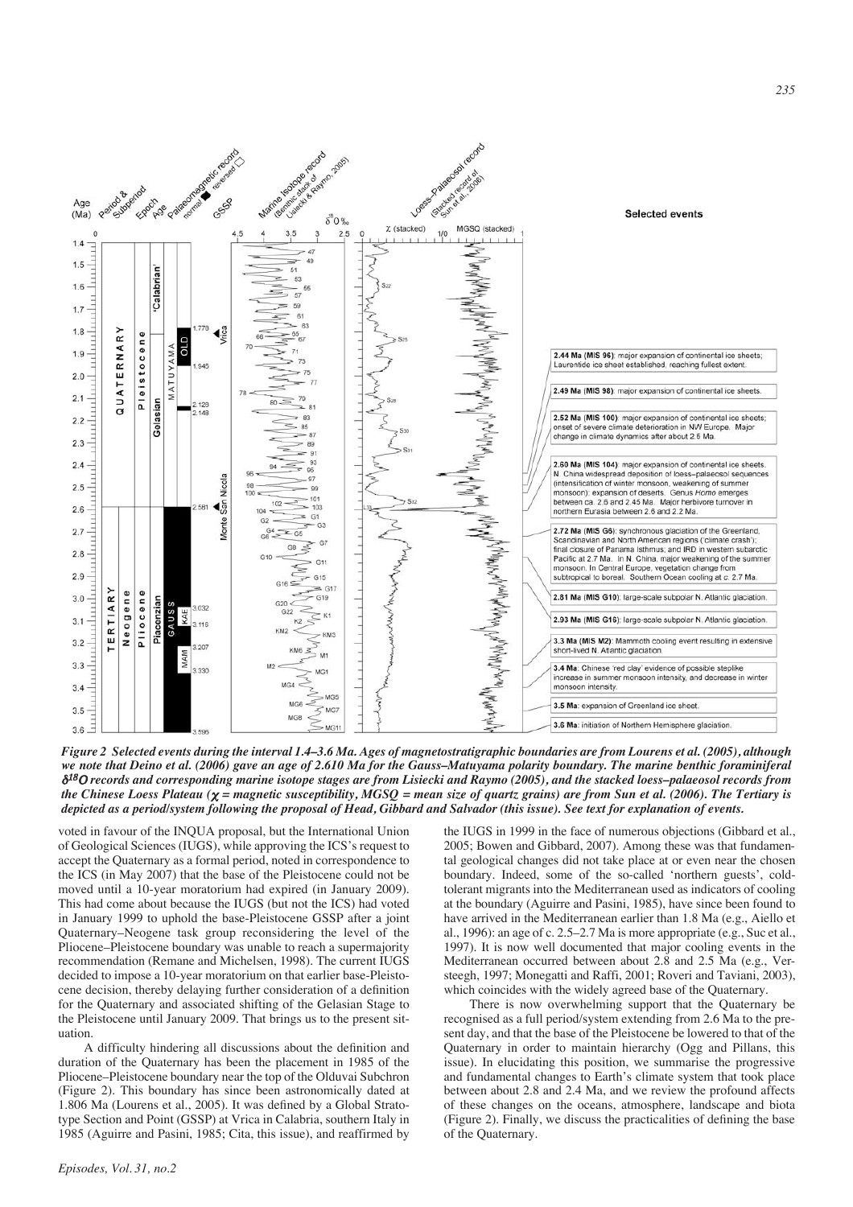*Figure 2 Selected events during the interval 1.4–3.6 Ma. Ages of magnetostratigraphic boundaries are from Lourens et al. (2005), although we note that Deino et al. (2006) gave an age of 2.610 Ma for the Gauss–Matuyama polarity boundary. The marine benthic foraminiferal $\delta^{18}O$ records and corresponding marine isotope stages are from Lisiecki and Raymo (2005), and the stacked loess–palaeosol records from the Chinese Loess Plateau ($\chi$ = magnetic susceptibility, MGSQ = mean size of quartz grains) are from Sun et al. (2006). The Tertiary is depicted as a period/system following the proposal of Head, Gibbard and Salvador (this issue). See text for explanation of events.*

voted in favour of the INQUA proposal, but the International Union of Geological Sciences (IUGS), while approving the ICS's request to accept the Quaternary as a formal period, noted in correspondence to the ICS (in May 2007) that the base of the Pleistocene could not be moved until a 10-year moratorium had expired (in January 2009). This had come about because the IUGS (but not the ICS) had voted in January 1999 to uphold the base-Pleistocene GSSP after a joint Quaternary–Neogene task group reconsidering the level of the Pliocene–Pleistocene boundary was unable to reach a supermajority recommendation (Remane and Michelsen, 1998). The current IUGS decided to impose a 10-year moratorium on that earlier base-Pleistocene decision, thereby delaying further consideration of a definition for the Quaternary and associated shifting of the Gelasian Stage to the Pleistocene until January 2009. That brings us to the present situation.

A difficulty hindering all discussions about the definition and duration of the Quaternary has been the placement in 1985 of the Pliocene–Pleistocene boundary near the top of the Olduvai Subchron (Figure 2). This boundary has since been astronomically dated at 1.806 Ma (Lourens et al., 2005). It was defined by a Global Stratotype Section and Point (GSSP) at Vrica in Calabria, southern Italy in 1985 (Aguirre and Pasini, 1985; Cita, this issue), and reaffirmed by the IUGS in 1999 in the face of numerous objections (Gibbard et al., 2005; Bowen and Gibbard, 2007). Among these was that fundamental geological changes did not take place at or even near the chosen boundary. Indeed, some of the so-called 'northern guests', cold-tolerant migrants into the Mediterranean used as indicators of cooling at the boundary (Aguirre and Pasini, 1985), have since been found to have arrived in the Mediterranean earlier than 1.8 Ma (e.g., Aiello et al., 1996): an age of c. 2.5–2.7 Ma is more appropriate (e.g., Suc et al., 1997). It is now well documented that major cooling events in the Mediterranean occurred between about 2.8 and 2.5 Ma (e.g., Versteegh, 1997; Monegatti and Raffi, 2001; Roveri and Taviani, 2003), which coincides with the widely agreed base of the Quaternary.

There is now overwhelming support that the Quaternary be recognised as a full period/system extending from 2.6 Ma to the present day, and that the base of the Pleistocene be lowered to that of the Quaternary in order to maintain hierarchy (Ogg and Pillans, this issue). In elucidating this position, we summarise the progressive and fundamental changes to Earth's climate system that took place between about 2.8 and 2.4 Ma, and we review the profound affects of these changes on the oceans, atmosphere, landscape and biota (Figure 2). Finally, we discuss the practicalities of defining the base of the Quaternary.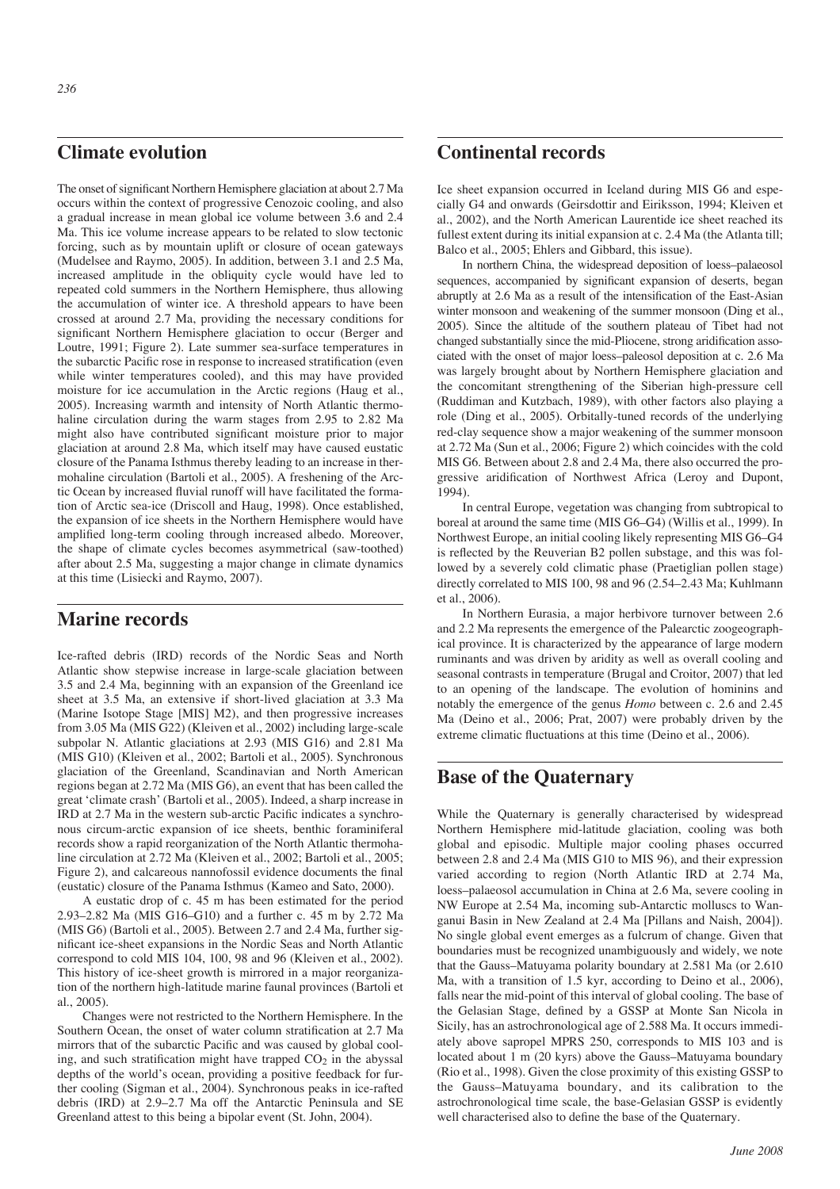## Climate evolution

The onset of significant Northern Hemisphere glaciation at about 2.7 Ma occurs within the context of progressive Cenozoic cooling, and also a gradual increase in mean global ice volume between 3.6 and 2.4 Ma. This ice volume increase appears to be related to slow tectonic forcing, such as by mountain uplift or closure of ocean gateways (Mudelsee and Raymo, 2005). In addition, between 3.1 and 2.5 Ma, increased amplitude in the obliquity cycle would have led to repeated cold summers in the Northern Hemisphere, thus allowing the accumulation of winter ice. A threshold appears to have been crossed at around 2.7 Ma, providing the necessary conditions for significant Northern Hemisphere glaciation to occur (Berger and Loutre, 1991; Figure 2). Late summer sea-surface temperatures in the subarctic Pacific rose in response to increased stratification (even while winter temperatures cooled), and this may have provided moisture for ice accumulation in the Arctic regions (Haug et al., 2005). Increasing warmth and intensity of North Atlantic thermohaline circulation during the warm stages from 2.95 to 2.82 Ma might also have contributed significant moisture prior to major glaciation at around 2.8 Ma, which itself may have caused eustatic closure of the Panama Isthmus thereby leading to an increase in thermohaline circulation (Bartoli et al., 2005). A freshening of the Arctic Ocean by increased fluvial runoff will have facilitated the formation of Arctic sea-ice (Driscoll and Haug, 1998). Once established, the expansion of ice sheets in the Northern Hemisphere would have amplified long-term cooling through increased albedo. Moreover, the shape of climate cycles becomes asymmetrical (saw-toothed) after about 2.5 Ma, suggesting a major change in climate dynamics at this time (Lisiecki and Raymo, 2007).

## Marine records

Ice-rafted debris (IRD) records of the Nordic Seas and North Atlantic show stepwise increase in large-scale glaciation between 3.5 and 2.4 Ma, beginning with an expansion of the Greenland ice sheet at 3.5 Ma, an extensive if short-lived glaciation at 3.3 Ma (Marine Isotope Stage [MIS] M2), and then progressive increases from 3.05 Ma (MIS G22) (Kleiven et al., 2002) including large-scale subpolar N. Atlantic glaciations at 2.93 (MIS G16) and 2.81 Ma (MIS G10) (Kleiven et al., 2002; Bartoli et al., 2005). Synchronous glaciation of the Greenland, Scandinavian and North American regions began at 2.72 Ma (MIS G6), an event that has been called the great 'climate crash' (Bartoli et al., 2005). Indeed, a sharp increase in IRD at 2.7 Ma in the western sub-arctic Pacific indicates a synchronous circum-arctic expansion of ice sheets, benthic foraminiferal records show a rapid reorganization of the North Atlantic thermohaline circulation at 2.72 Ma (Kleiven et al., 2002; Bartoli et al., 2005; Figure 2), and calcareous nannofossil evidence documents the final (eustatic) closure of the Panama Isthmus (Kameo and Sato, 2000).

A eustatic drop of c. 45 m has been estimated for the period 2.93–2.82 Ma (MIS G16–G10) and a further c. 45 m by 2.72 Ma (MIS G6) (Bartoli et al., 2005). Between 2.7 and 2.4 Ma, further significant ice-sheet expansions in the Nordic Seas and North Atlantic correspond to cold MIS 104, 100, 98 and 96 (Kleiven et al., 2002). This history of ice-sheet growth is mirrored in a major reorganization of the northern high-latitude marine faunal provinces (Bartoli et al., 2005).

Changes were not restricted to the Northern Hemisphere. In the Southern Ocean, the onset of water column stratification at 2.7 Ma mirrors that of the subarctic Pacific and was caused by global cooling, and such stratification might have trapped $CO_2$ in the abyssal depths of the world's ocean, providing a positive feedback for further cooling (Sigman et al., 2004). Synchronous peaks in ice-rafted debris (IRD) at 2.9–2.7 Ma off the Antarctic Peninsula and SE Greenland attest to this being a bipolar event (St. John, 2004).

## Continental records

Ice sheet expansion occurred in Iceland during MIS G6 and especially G4 and onwards (Geirsdottir and Eiriksson, 1994; Kleiven et al., 2002), and the North American Laurentide ice sheet reached its fullest extent during its initial expansion at c. 2.4 Ma (the Atlanta till; Balco et al., 2005; Ehlers and Gibbard, this issue).

In northern China, the widespread deposition of loess–palaeosol sequences, accompanied by significant expansion of deserts, began abruptly at 2.6 Ma as a result of the intensification of the East-Asian winter monsoon and weakening of the summer monsoon (Ding et al., 2005). Since the altitude of the southern plateau of Tibet had not changed substantially since the mid-Pliocene, strong aridification associated with the onset of major loess–palaeosol deposition at c. 2.6 Ma was largely brought about by Northern Hemisphere glaciation and the concomitant strengthening of the Siberian high-pressure cell (Ruddiman and Kutzbach, 1989), with other factors also playing a role (Ding et al., 2005). Orbitally-tuned records of the underlying red-clay sequence show a major weakening of the summer monsoon at 2.72 Ma (Sun et al., 2006; Figure 2) which coincides with the cold MIS G6. Between about 2.8 and 2.4 Ma, there also occurred the progressive aridification of Northwest Africa (Leroy and Dupont, 1994).

In central Europe, vegetation was changing from subtropical to boreal at around the same time (MIS G6–G4) (Willis et al., 1999). In Northwest Europe, an initial cooling likely representing MIS G6–G4 is reflected by the Reuverian B2 pollen substage, and this was followed by a severely cold climatic phase (Praetiglian pollen stage) directly correlated to MIS 100, 98 and 96 (2.54–2.43 Ma; Kuhlmann et al., 2006).

In Northern Eurasia, a major herbivore turnover between 2.6 and 2.2 Ma represents the emergence of the Palearctic zoogeographical province. It is characterized by the appearance of large modern ruminants and was driven by aridity as well as overall cooling and seasonal contrasts in temperature (Brugal and Croitor, 2007) that led to an opening of the landscape. The evolution of hominins and notably the emergence of the genus *Homo* between c. 2.6 and 2.45 Ma (Deino et al., 2006; Prat, 2007) were probably driven by the extreme climatic fluctuations at this time (Deino et al., 2006).

## Base of the Quaternary

While the Quaternary is generally characterised by widespread Northern Hemisphere mid-latitude glaciation, cooling was both global and episodic. Multiple major cooling phases occurred between 2.8 and 2.4 Ma (MIS G10 to MIS 96), and their expression varied according to region (North Atlantic IRD at 2.74 Ma, loess–palaeosol accumulation in China at 2.6 Ma, severe cooling in NW Europe at 2.54 Ma, incoming sub-Antarctic molluscs to Wanganui Basin in New Zealand at 2.4 Ma [Pillans and Naish, 2004]). No single global event emerges as a fulcrum of change. Given that boundaries must be recognized unambiguously and widely, we note that the Gauss–Matuyama polarity boundary at 2.581 Ma (or 2.610 Ma, with a transition of 1.5 kyr, according to Deino et al., 2006), falls near the mid-point of this interval of global cooling. The base of the Gelasian Stage, defined by a GSSP at Monte San Nicola in Sicily, has an astrochronological age of 2.588 Ma. It occurs immediately above sapropel MPRS 250, corresponds to MIS 103 and is located about 1 m (20 kyrs) above the Gauss–Matuyama boundary (Rio et al., 1998). Given the close proximity of this existing GSSP to the Gauss–Matuyama boundary, and its calibration to the astrochronological time scale, the base-Gelasian GSSP is evidently well characterised also to define the base of the Quaternary.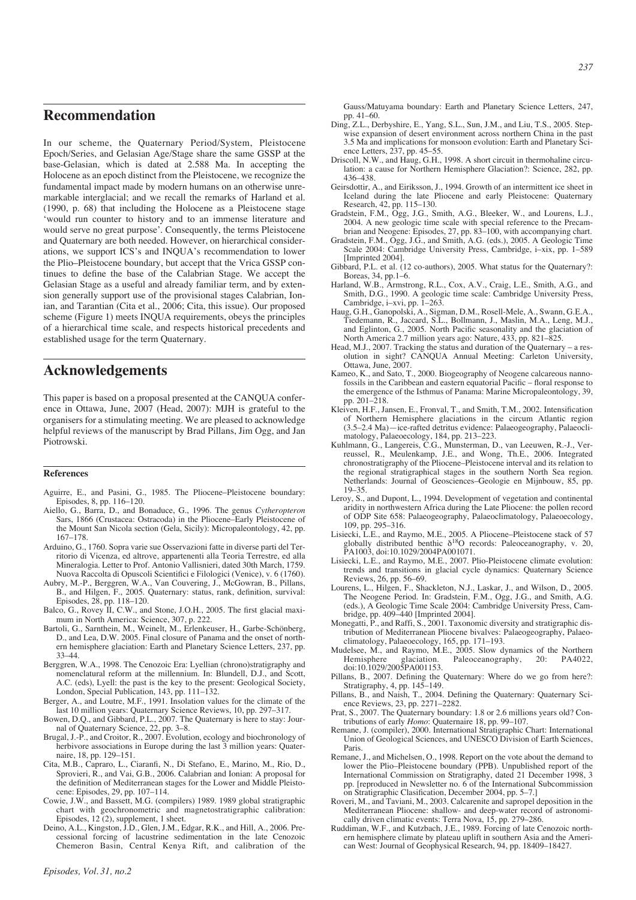## Recommendation

In our scheme, the Quaternary Period/System, Pleistocene Epoch/Series, and Gelasian Age/Stage share the same GSSP at the base-Gelasian, which is dated at 2.588 Ma. In accepting the Holocene as an epoch distinct from the Pleistocene, we recognize the fundamental impact made by modern humans on an otherwise unremarkable interglacial; and we recall the remarks of Harland et al. (1990, p. 68) that including the Holocene as a Pleistocene stage 'would run counter to history and to an immense literature and would serve no great purpose'. Consequently, the terms Pleistocene and Quaternary are both needed. However, on hierarchical considerations, we support ICS's and INQUA's recommendation to lower the Plio–Pleistocene boundary, but accept that the Vrica GSSP continues to define the base of the Calabrian Stage. We accept the Gelasian Stage as a useful and already familiar term, and by extension generally support use of the provisional stages Calabrian, Ionian, and Tarantian (Cita et al., 2006; Cita, this issue). Our proposed scheme (Figure 1) meets INQUA requirements, obeys the principles of a hierarchical time scale, and respects historical precedents and established usage for the term Quaternary.

## Acknowledgements

This paper is based on a proposal presented at the CANQUA conference in Ottawa, June, 2007 (Head, 2007): MJH is grateful to the organisers for a stimulating meeting. We are pleased to acknowledge helpful reviews of the manuscript by Brad Pillans, Jim Ogg, and Jan Piotrowski.

### References

Aguirre, E., and Pasini, G., 1985. The Pliocene–Pleistocene boundary: Episodes, 8, pp. 116–120.

Aiello, G., Barra, D., and Bonaduce, G., 1996. The genus *Cytheropteron* Sars, 1866 (Crustacea: Ostracoda) in the Pliocene–Early Pleistocene of the Mount San Nicola section (Gela, Sicily): Micropaleontology, 42, pp. 167–178.

Arduino, G., 1760. Sopra varie sue Osservazioni fatte in diverse parti del Territorio di Vicenza, ed altrove, appartenenti alla Teoria Terrestre, ed alla Mineralogia. Letter to Prof. Antonio Vallisnieri, dated 30th March, 1759. Nuova Raccolta di Opuscoli Scientifici e Filologici (Venice), v. 6 (1760).

Aubry, M.-P., Berggren, W.A., Van Couvering, J., McGowran, B., Pillans, B., and Hilgen, F., 2005. Quaternary: status, rank, definition, survival: Episodes, 28, pp. 118–120.

Balco, G., Rovey II, C.W., and Stone, J.O.H., 2005. The first glacial maximum in North America: Science, 307, p. 222.

Bartoli, G., Sarnthein, M., Weinelt, M., Erlenkeuser, H., Garbe-Schönberg, D., and Lea, D.W. 2005. Final closure of Panama and the onset of northern hemisphere glaciation: Earth and Planetary Science Letters, 237, pp. 33–44.

Berggren, W.A., 1998. The Cenozoic Era: Lyellian (chrono)stratigraphy and nomenclatural reform at the millennium. In: Blundell, D.J., and Scott, A.C. (eds), Lyell: the past is the key to the present: Geological Society, London, Special Publication, 143, pp. 111–132.

Berger, A., and Loutre, M.F., 1991. Insolation values for the climate of the last 10 million years: Quaternary Science Reviews, 10, pp. 297–317.

Bowen, D.Q., and Gibbard, P.L., 2007. The Quaternary is here to stay: Journal of Quaternary Science, 22, pp. 3–8.

Brugal, J.-P., and Croitor, R., 2007. Evolution, ecology and biochronology of herbivore associations in Europe during the last 3 million years: Quaternaire, 18, pp. 129–151.

Cita, M.B., Capraro, L., Ciaranfi, N., Di Stefano, E., Marino, M., Rio, D., Sprovieri, R., and Vai, G.B., 2006. Calabrian and Ionian: A proposal for the definition of Mediterranean stages for the Lower and Middle Pleistocene: Episodes, 29, pp. 107–114.

Cowie, J.W., and Bassett, M.G. (compilers) 1989. 1989 global stratigraphic chart with geochronometric and magnetostratigraphic calibration: Episodes, 12 (2), supplement, 1 sheet.

Deino, A.L., Kingston, J.D., Glen, J.M., Edgar, R.K., and Hill, A., 2006. Precessional forcing of lacustrine sedimentation in the late Cenozoic Chemeron Basin, Central Kenya Rift, and calibration of the Gauss/Matuyama boundary: Earth and Planetary Science Letters, 247, pp. 41–60.

Ding, Z.L., Derbyshire, E., Yang, S.L., Sun, J.M., and Liu, T.S., 2005. Stepwise expansion of desert environment across northern China in the past 3.5 Ma and implications for monsoon evolution: Earth and Planetary Science Letters, 237, pp. 45–55.

Driscoll, N.W., and Haug, G.H., 1998. A short circuit in thermohaline circulation: a cause for Northern Hemisphere Glaciation?: Science, 282, pp. 436–438.

Geirsdottir, A., and Eiriksson, J., 1994. Growth of an intermittent ice sheet in Iceland during the late Pliocene and early Pleistocene: Quaternary Research, 42, pp. 115–130.

Gradstein, F.M., Ogg, J.G., Smith, A.G., Bleeker, W., and Lourens, L.J., 2004. A new geologic time scale with special reference to the Precambrian and Neogene: Episodes, 27, pp. 83–100, with accompanying chart.

Gradstein, F.M., Ogg, J.G., and Smith, A.G. (eds.), 2005. A Geologic Time Scale 2004: Cambridge University Press, Cambridge, i–xix, pp. 1–589 [Imprinted 2004].

Gibbard, P.L. et al. (12 co-authors), 2005. What status for the Quaternary?: Boreas, 34, pp.1–6.

Harland, W.B., Armstrong, R.L., Cox, A.V., Craig, L.E., Smith, A.G., and Smith, D.G., 1990. A geologic time scale: Cambridge University Press, Cambridge, i–xvi, pp. 1–263.

Haug, G.H., Ganopolski, A., Sigman, D.M., Rosell-Mele, A., Swann, G.E.A., Tiedemann, R., Jaccard, S.L., Bollmann, J., Maslin, M.A., Leng, M.J., and Eglinton, G., 2005. North Pacific seasonality and the glaciation of North America 2.7 million years ago: Nature, 433, pp. 821–825.

Head, M.J., 2007. Tracking the status and duration of the Quaternary – a resolution in sight? CANQUA Annual Meeting: Carleton University, Ottawa, June, 2007.

Kameo, K., and Sato, T., 2000. Biogeography of Neogene calcareous nannofossils in the Caribbean and eastern equatorial Pacific – floral response to the emergence of the Isthmus of Panama: Marine Micropaleontology, 39, pp. 201–218.

Kleiven, H.F., Jansen, E., Fronval, T., and Smith, T.M., 2002. Intensification of Northern Hemisphere glaciations in the circum Atlantic region (3.5–2.4 Ma)—ice-rafted detritus evidence: Palaeogeography, Palaeoclimatology, Palaeoecology, 184, pp. 213–223.

Kuhlmann, G., Langereis, C.G., Munsterman, D., van Leeuwen, R.-J., Verreussel, R., Meulenkamp, J.E., and Wong, Th.E., 2006. Integrated chronostratigraphy of the Pliocene–Pleistocene interval and its relation to the regional stratigraphical stages in the southern North Sea region. Netherlands: Journal of Geosciences–Geologie en Mijnbouw, 85, pp. 19–35.

Leroy, S., and Dupont, L., 1994. Development of vegetation and continental aridity in northwestern Africa during the Late Pliocene: the pollen record of ODP Site 658: Palaeogeography, Palaeoclimatology, Palaeoecology, 109, pp. 295–316.

Lisiecki, L.E., and Raymo, M.E., 2005. A Pliocene–Pleistocene stack of 57 globally distributed benthic $\delta^{18}O$ records: Paleoceanography, v. 20, PA1003, doi:10.1029/2004PA001071.

Lisiecki, L.E., and Raymo, M.E., 2007. Plio-Pleistocene climate evolution: trends and transitions in glacial cycle dynamics: Quaternary Science Reviews, 26, pp. 56–69.

Lourens, L., Hilgen, F., Shackleton, N.J., Laskar, J., and Wilson, D., 2005. The Neogene Period. In: Gradstein, F.M., Ogg, J.G., and Smith, A.G. (eds.), A Geologic Time Scale 2004: Cambridge University Press, Cambridge, pp 409–440 [Imprinted 2004].

Monegatti, P., and Raffi, S., 2001. Taxonomic diversity and stratigraphic distribution of Mediterranean Pliocene bivalves: Palaeogeography, Palaeoclimatology, Palaeoecology, 165, pp. 171–193.

Mudelsee, M., and Raymo, M.E., 2005. Slow dynamics of the Northern Hemisphere glaciation. Paleoceanography, 20: PA4022, doi:10.1029/2005PA001153.

Pillans, B., 2007. Defining the Quaternary: Where do we go from here?: Stratigraphy, 4, pp. 145–149.

Pillans, B., and Naish, T., 2004. Defining the Quaternary: Quaternary Science Reviews, 23, pp. 2271–2282.

Prat, S., 2007. The Quaternary boundary: 1.8 or 2.6 millions years old? Contributions of early *Homo*: Quaternaire 18, pp. 99–107.

Remane, J. (compiler), 2000. International Stratigraphic Chart: International Union of Geological Sciences, and UNESCO Division of Earth Sciences, Paris.

Remane, J., and Michelsen, O., 1998. Report on the vote about the demand to lower the Plio–Pleistocene boundary (PPB). Unpublished report of the International Commission on Stratigraphy, dated 21 December 1998, 3 pp. [reproduced in Newsletter no. 6 of the International Subcommission on Stratigraphic Clasification, December 2004, pp. 5–7.]

Roveri, M., and Taviani, M., 2003. Calcarenite and sapropel deposition in the Mediterranean Pliocene: shallow- and deep-water record of astronomically driven climatic events: Terra Nova, 15, pp. 279–286.

Ruddiman, W.F., and Kutzbach, J.E., 1989. Forcing of late Cenozoic northern hemisphere climate by plateau uplift in southern Asia and the American West: Journal of Geophysical Research, 94, pp. 18409–18427.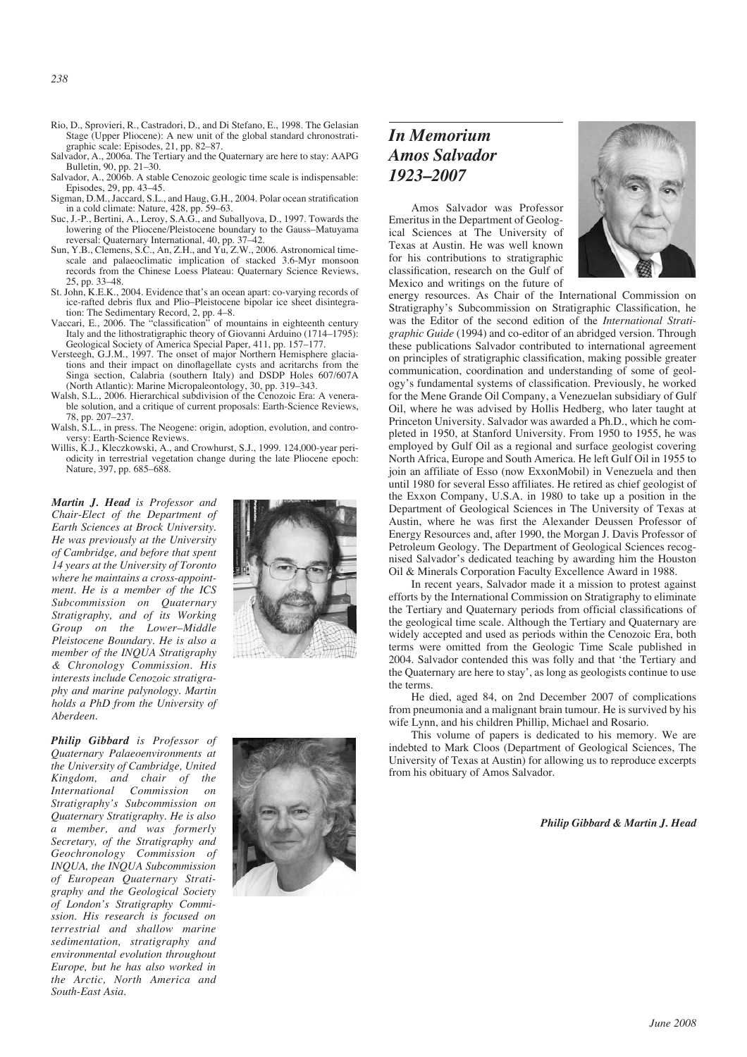Rio, D., Sprovieri, R., Castradori, D., and Di Stefano, E., 1998. The Gelasian Stage (Upper Pliocene): A new unit of the global standard chronostratigraphic scale: Episodes, 21, pp. 82–87.

Salvador, A., 2006a. The Tertiary and the Quaternary are here to stay: AAPG Bulletin, 90, pp. 21–30.

Salvador, A., 2006b. A stable Cenozoic geologic time scale is indispensable: Episodes, 29, pp. 43–45.

Sigman, D.M., Jaccard, S.L., and Haug, G.H., 2004. Polar ocean stratification in a cold climate: Nature, 428, pp. 59–63.

Suc, J.-P., Bertini, A., Leroy, S.A.G., and Suballyova, D., 1997. Towards the lowering of the Pliocene/Pleistocene boundary to the Gauss–Matuyama reversal: Quaternary International, 40, pp. 37–42.

Sun, Y.B., Clemens, S.C., An, Z.H., and Yu, Z.W., 2006. Astronomical timescale and palaeoclimatic implication of stacked 3.6-Myr monsoon records from the Chinese Loess Plateau: Quaternary Science Reviews, 25, pp. 33–48.

St. John, K.E.K., 2004. Evidence that's an ocean apart: co-varying records of ice-rafted debris flux and Plio–Pleistocene bipolar ice sheet disintegration: The Sedimentary Record, 2, pp. 4–8.

Vaccari, E., 2006. The "classification" of mountains in eighteenth century Italy and the lithostratigraphic theory of Giovanni Arduino (1714–1795): Geological Society of America Special Paper, 411, pp. 157–177.

Versteegh, G.J.M., 1997. The onset of major Northern Hemisphere glaciations and their impact on dinoflagellate cysts and acritarchs from the Singa section, Calabria (southern Italy) and DSDP Holes 607/607A (North Atlantic): Marine Micropaleontology, 30, pp. 319–343.

Walsh, S.L., 2006. Hierarchical subdivision of the Cenozoic Era: A venerable solution, and a critique of current proposals: Earth-Science Reviews, 78, pp. 207–237.

Walsh, S.L., in press. The Neogene: origin, adoption, evolution, and controversy: Earth-Science Reviews.

Willis, K.J., Kleczkowski, A., and Crowhurst, S.J., 1999. 124,000-year periodicity in terrestrial vegetation change during the late Pliocene epoch: Nature, 397, pp. 685–688.

***Martin J. Head** is Professor and Chair-Elect of the Department of Earth Sciences at Brock University. He was previously at the University of Cambridge, and before that spent 14 years at the University of Toronto where he maintains a cross-appointment. He is a member of the ICS Subcommission on Quaternary Stratigraphy, and of its Working Group on the Lower–Middle Pleistocene Boundary. He is also a member of the INQUA Stratigraphy & Chronology Commission. His interests include Cenozoic stratigraphy and marine palynology. Martin holds a PhD from the University of Aberdeen.*

***Philip Gibbard** is Professor of Quaternary Palaeoenvironments at the University of Cambridge, United Kingdom, and chair of the International Commission on Stratigraphy's Subcommission on Quaternary Stratigraphy. He is also a member, and was formerly Secretary, of the Stratigraphy and Geochronology Commission of INQUA, the INQUA Subcommission of European Quaternary Stratigraphy and the Geological Society of London's Stratigraphy Commission. His research is focused on terrestrial and shallow marine sedimentation, stratigraphy and environmental evolution throughout Europe, but he has also worked in the Arctic, North America and South-East Asia.*

## *In Memorium Amos Salvador 1923–2007*

Amos Salvador was Professor Emeritus in the Department of Geological Sciences at The University of Texas at Austin. He was well known for his contributions to stratigraphic classification, research on the Gulf of Mexico and writings on the future of energy resources. As Chair of the International Commission on Stratigraphy's Subcommission on Stratigraphic Classification, he was the Editor of the second edition of the *International Stratigraphic Guide* (1994) and co-editor of an abridged version. Through these publications Salvador contributed to international agreement on principles of stratigraphic classification, making possible greater communication, coordination and understanding of some of geology's fundamental systems of classification. Previously, he worked for the Mene Grande Oil Company, a Venezuelan subsidiary of Gulf Oil, where he was advised by Hollis Hedberg, who later taught at Princeton University. Salvador was awarded a Ph.D., which he completed in 1950, at Stanford University. From 1950 to 1955, he was employed by Gulf Oil as a regional and surface geologist covering North Africa, Europe and South America. He left Gulf Oil in 1955 to join an affiliate of Esso (now ExxonMobil) in Venezuela and then until 1980 for several Esso affiliates. He retired as chief geologist of the Exxon Company, U.S.A. in 1980 to take up a position in the Department of Geological Sciences in The University of Texas at Austin, where he was first the Alexander Deussen Professor of Energy Resources and, after 1990, the Morgan J. Davis Professor of Petroleum Geology. The Department of Geological Sciences recognised Salvador's dedicated teaching by awarding him the Houston Oil & Minerals Corporation Faculty Excellence Award in 1988.

In recent years, Salvador made it a mission to protest against efforts by the International Commission on Stratigraphy to eliminate the Tertiary and Quaternary periods from official classifications of the geological time scale. Although the Tertiary and Quaternary are widely accepted and used as periods within the Cenozoic Era, both terms were omitted from the Geologic Time Scale published in 2004. Salvador contended this was folly and that 'the Tertiary and the Quaternary are here to stay', as long as geologists continue to use the terms.

He died, aged 84, on 2nd December 2007 of complications from pneumonia and a malignant brain tumour. He is survived by his wife Lynn, and his children Phillip, Michael and Rosario.

This volume of papers is dedicated to his memory. We are indebted to Mark Cloos (Department of Geological Sciences, The University of Texas at Austin) for allowing us to reproduce excerpts from his obituary of Amos Salvador.

***Philip Gibbard & Martin J. Head***

*June 2008*